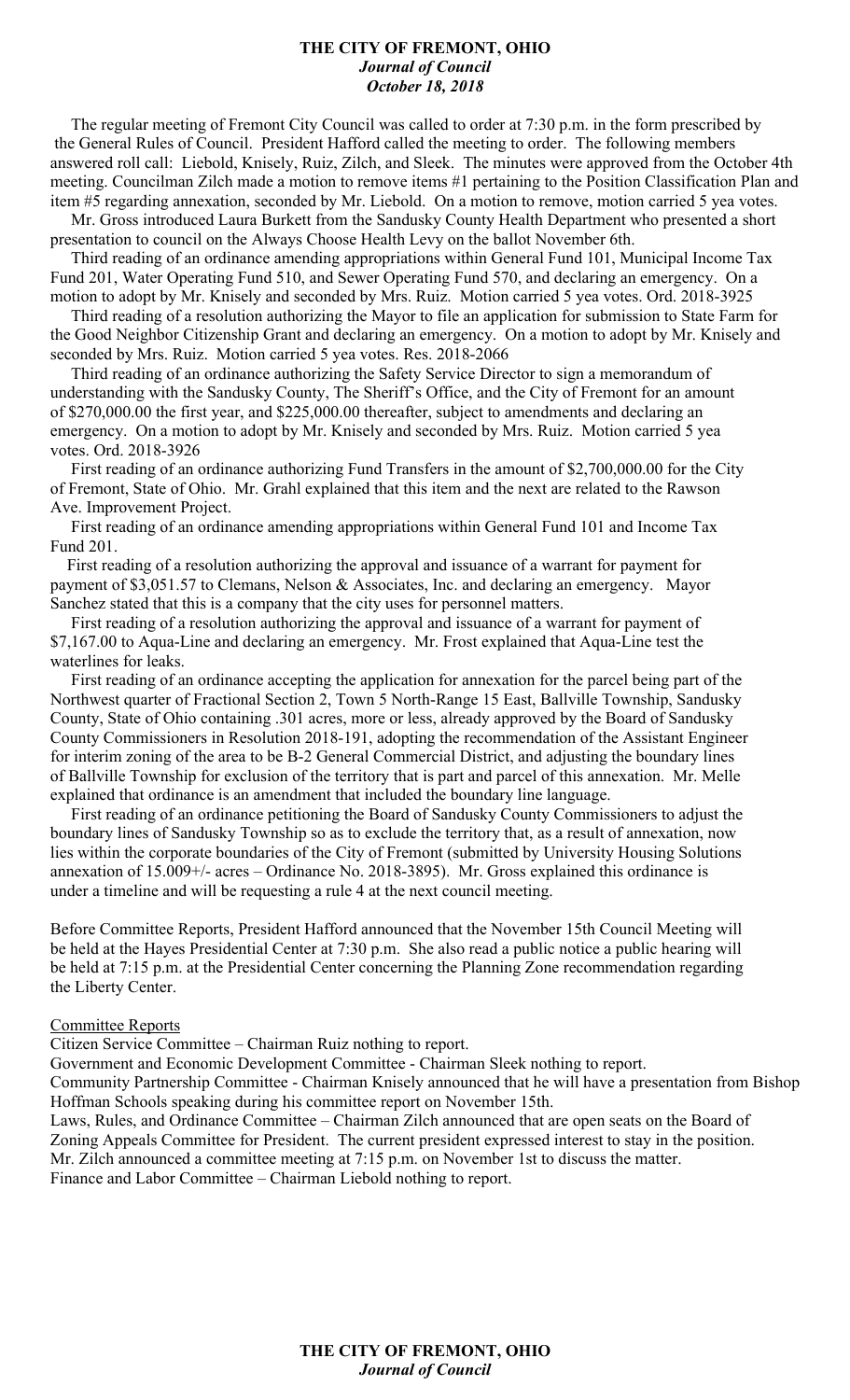**THE CITY OF FREMONT, OHIO**
***Journal of Council***
***October 18, 2018***

The regular meeting of Fremont City Council was called to order at 7:30 p.m. in the form prescribed by the General Rules of Council. President Hafford called the meeting to order. The following members answered roll call: Liebold, Knisely, Ruiz, Zilch, and Sleek. The minutes were approved from the October 4th meeting. Councilman Zilch made a motion to remove items #1 pertaining to the Position Classification Plan and item #5 regarding annexation, seconded by Mr. Liebold. On a motion to remove, motion carried 5 yea votes.

Mr. Gross introduced Laura Burkett from the Sandusky County Health Department who presented a short presentation to council on the Always Choose Health Levy on the ballot November 6th.

Third reading of an ordinance amending appropriations within General Fund 101, Municipal Income Tax Fund 201, Water Operating Fund 510, and Sewer Operating Fund 570, and declaring an emergency. On a motion to adopt by Mr. Knisely and seconded by Mrs. Ruiz. Motion carried 5 yea votes. Ord. 2018-3925

Third reading of a resolution authorizing the Mayor to file an application for submission to State Farm for the Good Neighbor Citizenship Grant and declaring an emergency. On a motion to adopt by Mr. Knisely and seconded by Mrs. Ruiz. Motion carried 5 yea votes. Res. 2018-2066

Third reading of an ordinance authorizing the Safety Service Director to sign a memorandum of understanding with the Sandusky County, The Sheriff's Office, and the City of Fremont for an amount of $270,000.00 the first year, and $225,000.00 thereafter, subject to amendments and declaring an emergency. On a motion to adopt by Mr. Knisely and seconded by Mrs. Ruiz. Motion carried 5 yea votes. Ord. 2018-3926

First reading of an ordinance authorizing Fund Transfers in the amount of $2,700,000.00 for the City of Fremont, State of Ohio. Mr. Grahl explained that this item and the next are related to the Rawson Ave. Improvement Project.

First reading of an ordinance amending appropriations within General Fund 101 and Income Tax Fund 201.

First reading of a resolution authorizing the approval and issuance of a warrant for payment for payment of $3,051.57 to Clemans, Nelson & Associates, Inc. and declaring an emergency. Mayor Sanchez stated that this is a company that the city uses for personnel matters.

First reading of a resolution authorizing the approval and issuance of a warrant for payment of $7,167.00 to Aqua-Line and declaring an emergency. Mr. Frost explained that Aqua-Line test the waterlines for leaks.

First reading of an ordinance accepting the application for annexation for the parcel being part of the Northwest quarter of Fractional Section 2, Town 5 North-Range 15 East, Ballville Township, Sandusky County, State of Ohio containing .301 acres, more or less, already approved by the Board of Sandusky County Commissioners in Resolution 2018-191, adopting the recommendation of the Assistant Engineer for interim zoning of the area to be B-2 General Commercial District, and adjusting the boundary lines of Ballville Township for exclusion of the territory that is part and parcel of this annexation. Mr. Melle explained that ordinance is an amendment that included the boundary line language.

First reading of an ordinance petitioning the Board of Sandusky County Commissioners to adjust the boundary lines of Sandusky Township so as to exclude the territory that, as a result of annexation, now lies within the corporate boundaries of the City of Fremont (submitted by University Housing Solutions annexation of 15.009+/- acres – Ordinance No. 2018-3895). Mr. Gross explained this ordinance is under a timeline and will be requesting a rule 4 at the next council meeting.

Before Committee Reports, President Hafford announced that the November 15th Council Meeting will be held at the Hayes Presidential Center at 7:30 p.m. She also read a public notice a public hearing will be held at 7:15 p.m. at the Presidential Center concerning the Planning Zone recommendation regarding the Liberty Center.

Committee Reports

Citizen Service Committee – Chairman Ruiz nothing to report.

Government and Economic Development Committee - Chairman Sleek nothing to report.

Community Partnership Committee - Chairman Knisely announced that he will have a presentation from Bishop Hoffman Schools speaking during his committee report on November 15th.

Laws, Rules, and Ordinance Committee – Chairman Zilch announced that are open seats on the Board of Zoning Appeals Committee for President. The current president expressed interest to stay in the position. Mr. Zilch announced a committee meeting at 7:15 p.m. on November 1st to discuss the matter.

Finance and Labor Committee – Chairman Liebold nothing to report.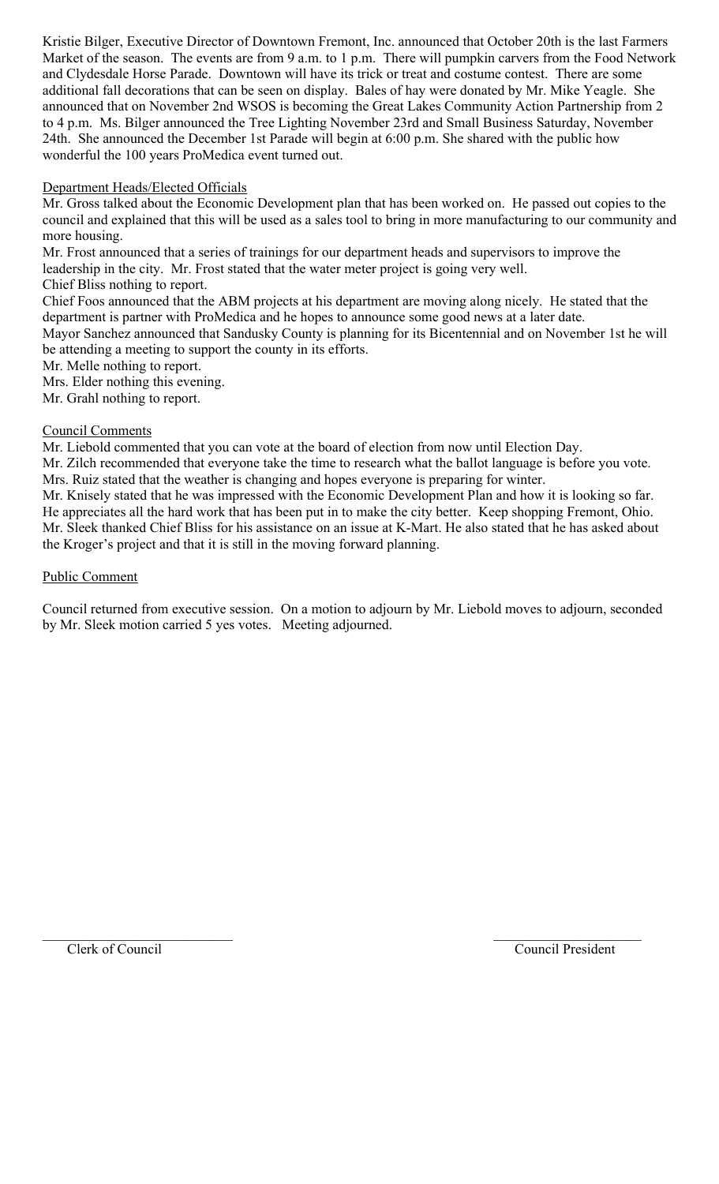Kristie Bilger, Executive Director of Downtown Fremont, Inc. announced that October 20th is the last Farmers Market of the season. The events are from 9 a.m. to 1 p.m. There will pumpkin carvers from the Food Network and Clydesdale Horse Parade. Downtown will have its trick or treat and costume contest. There are some additional fall decorations that can be seen on display. Bales of hay were donated by Mr. Mike Yeagle. She announced that on November 2nd WSOS is becoming the Great Lakes Community Action Partnership from 2 to 4 p.m. Ms. Bilger announced the Tree Lighting November 23rd and Small Business Saturday, November 24th. She announced the December 1st Parade will begin at 6:00 p.m. She shared with the public how wonderful the 100 years ProMedica event turned out.

Department Heads/Elected Officials

Mr. Gross talked about the Economic Development plan that has been worked on. He passed out copies to the council and explained that this will be used as a sales tool to bring in more manufacturing to our community and more housing.

Mr. Frost announced that a series of trainings for our department heads and supervisors to improve the leadership in the city. Mr. Frost stated that the water meter project is going very well.

Chief Bliss nothing to report.

Chief Foos announced that the ABM projects at his department are moving along nicely. He stated that the department is partner with ProMedica and he hopes to announce some good news at a later date.

Mayor Sanchez announced that Sandusky County is planning for its Bicentennial and on November 1st he will be attending a meeting to support the county in its efforts.

Mr. Melle nothing to report.

Mrs. Elder nothing this evening.

Mr. Grahl nothing to report.

Council Comments

Mr. Liebold commented that you can vote at the board of election from now until Election Day.

Mr. Zilch recommended that everyone take the time to research what the ballot language is before you vote.

Mrs. Ruiz stated that the weather is changing and hopes everyone is preparing for winter.

Mr. Knisely stated that he was impressed with the Economic Development Plan and how it is looking so far. He appreciates all the hard work that has been put in to make the city better. Keep shopping Fremont, Ohio.

Mr. Sleek thanked Chief Bliss for his assistance on an issue at K-Mart. He also stated that he has asked about the Kroger's project and that it is still in the moving forward planning.

Public Comment

Council returned from executive session. On a motion to adjourn by Mr. Liebold moves to adjourn, seconded by Mr. Sleek motion carried 5 yes votes. Meeting adjourned.

\_\_\_\_\_\_\_\_\_\_\_\_\_\_\_\_\_\_\_\_\_\_\_\_\_\_\_ Clerk of Council

\_\_\_\_\_\_\_\_\_\_\_\_\_\_\_\_\_\_\_\_\_\_\_ Council President